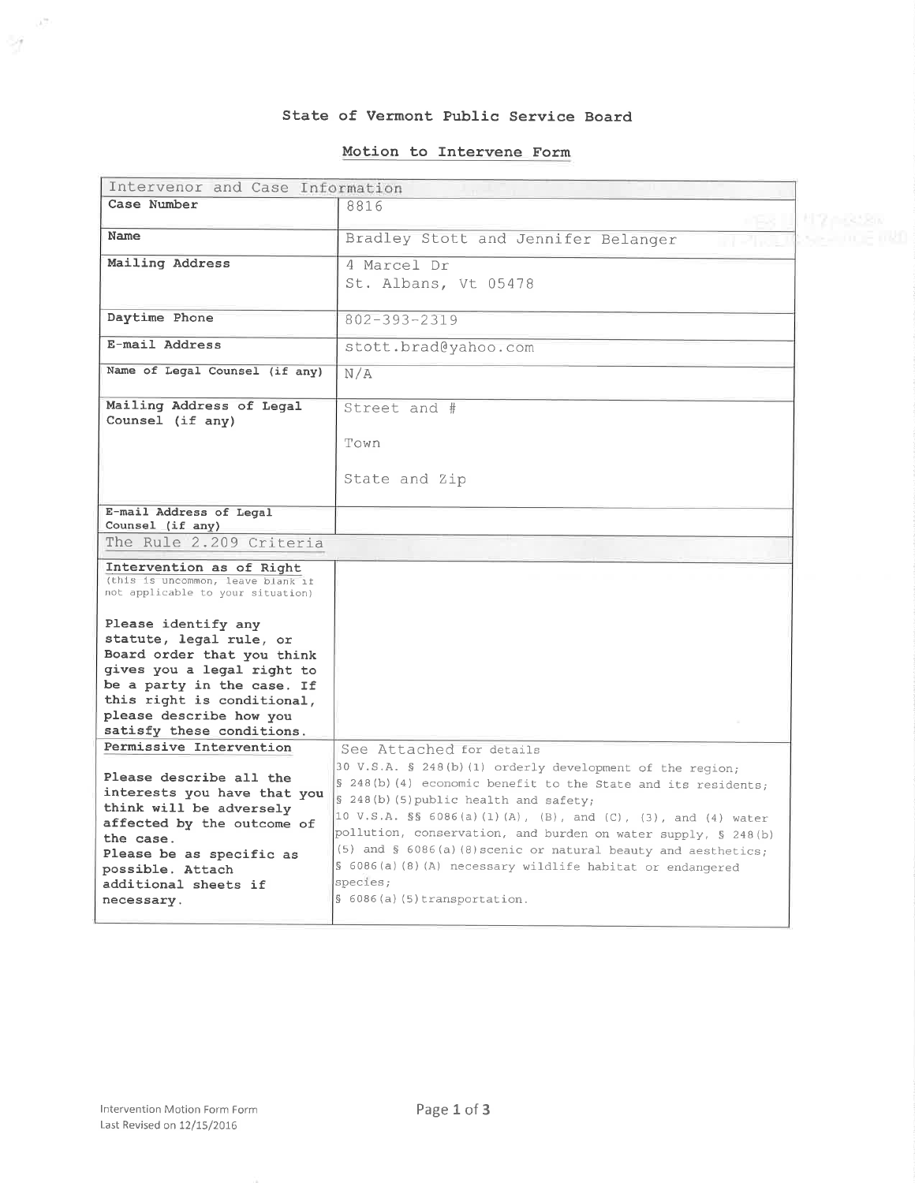# State of Vermont Public Service Board

## Motion to Intervene Form

| Intervenor and Case Information | |
|---|---|
| **Case Number** | 8816 |
| **Name** | Bradley Stott and Jennifer Belanger |
| **Mailing Address** | 4 Marcel Dr<br>St. Albans, Vt 05478 |
| **Daytime Phone** | 802-393-2319 |
| **E-mail Address** | stott.brad@yahoo.com |
| **Name of Legal Counsel (if any)** | N/A |
| **Mailing Address of Legal Counsel (if any)** | Street and #<br><br>Town<br><br>State and Zip |
| **E-mail Address of Legal Counsel (if any)** | |
| The Rule 2.209 Criteria | |
| **Intervention as of Right**<br>(this is uncommon, leave blank if not applicable to your situation)<br><br>**Please identify any statute, legal rule, or Board order that you think gives you a legal right to be a party in the case. If this right is conditional, please describe how you satisfy these conditions.** | |
| **Permissive Intervention**<br><br>**Please describe all the interests you have that you think will be adversely affected by the outcome of the case.**<br>**Please be as specific as possible. Attach additional sheets if necessary.** | See Attached for details<br>30 V.S.A. § 248(b)(1) orderly development of the region;<br>§ 248(b)(4) economic benefit to the State and its residents;<br>§ 248(b)(5)public health and safety;<br>10 V.S.A. §§ 6086(a)(1)(A), (B), and (C), (3), and (4) water pollution, conservation, and burden on water supply, § 248(b)(5) and § 6086(a)(8)scenic or natural beauty and aesthetics;<br>§ 6086(a)(8)(A) necessary wildlife habitat or endangered species;<br>§ 6086(a)(5)transportation. |

Intervention Motion Form Form
Last Revised on 12/15/2016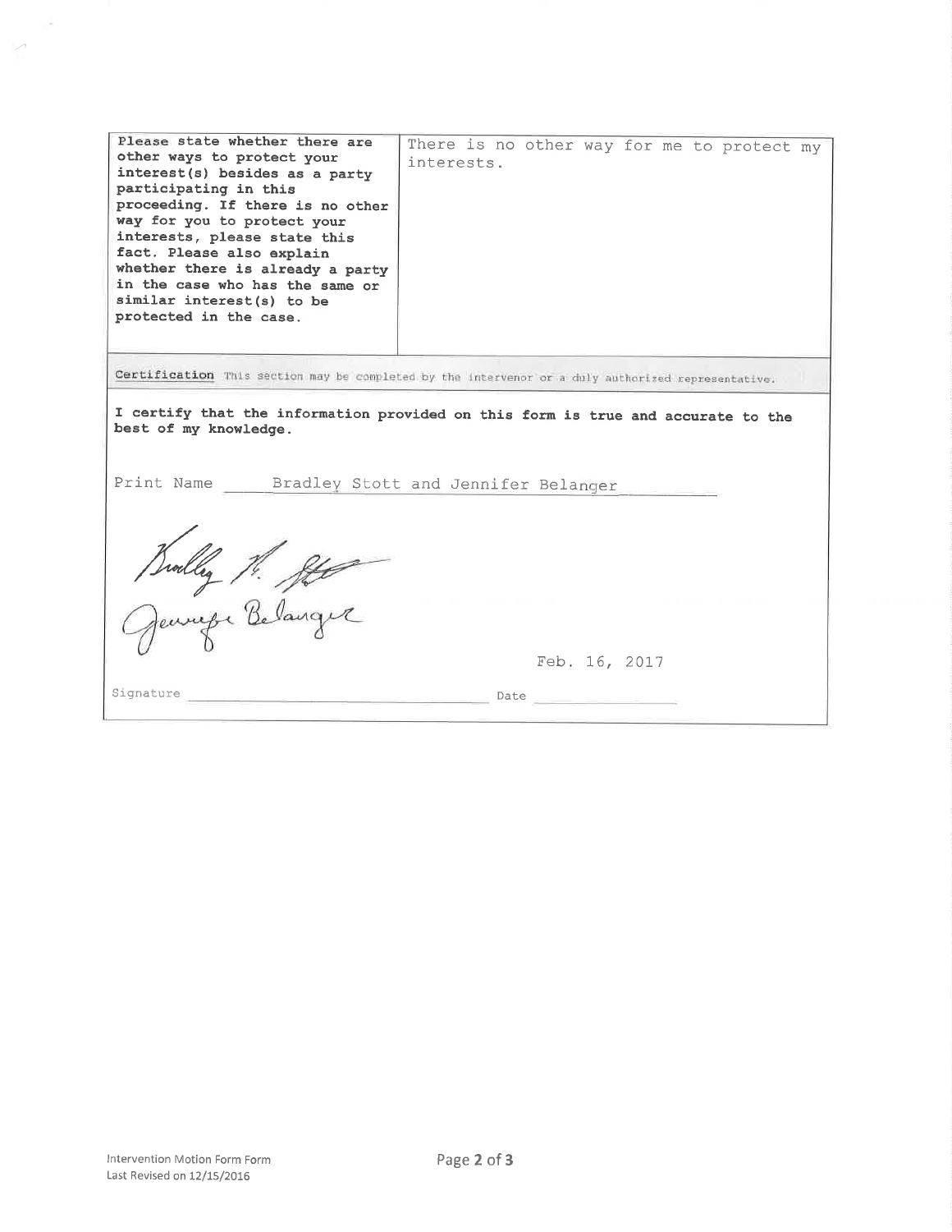| **Please state whether there are other ways to protect your interest(s) besides as a party participating in this proceeding. If there is no other way for you to protect your interests, please state this fact. Please also explain whether there is already a party in the case who has the same or similar interest(s) to be protected in the case.** | There is no other way for me to protect my interests. |
| --- | --- |

**Certification** This section may be completed by the intervenor or a duly authorized representative.

**I certify that the information provided on this form is true and accurate to the best of my knowledge.**

Print Name Bradley Stott and Jennifer Belanger

Signature Bradley H. Stott / Jennifer Belanger     Date Feb. 16, 2017

Intervention Motion Form Form
Last Revised on 12/15/2016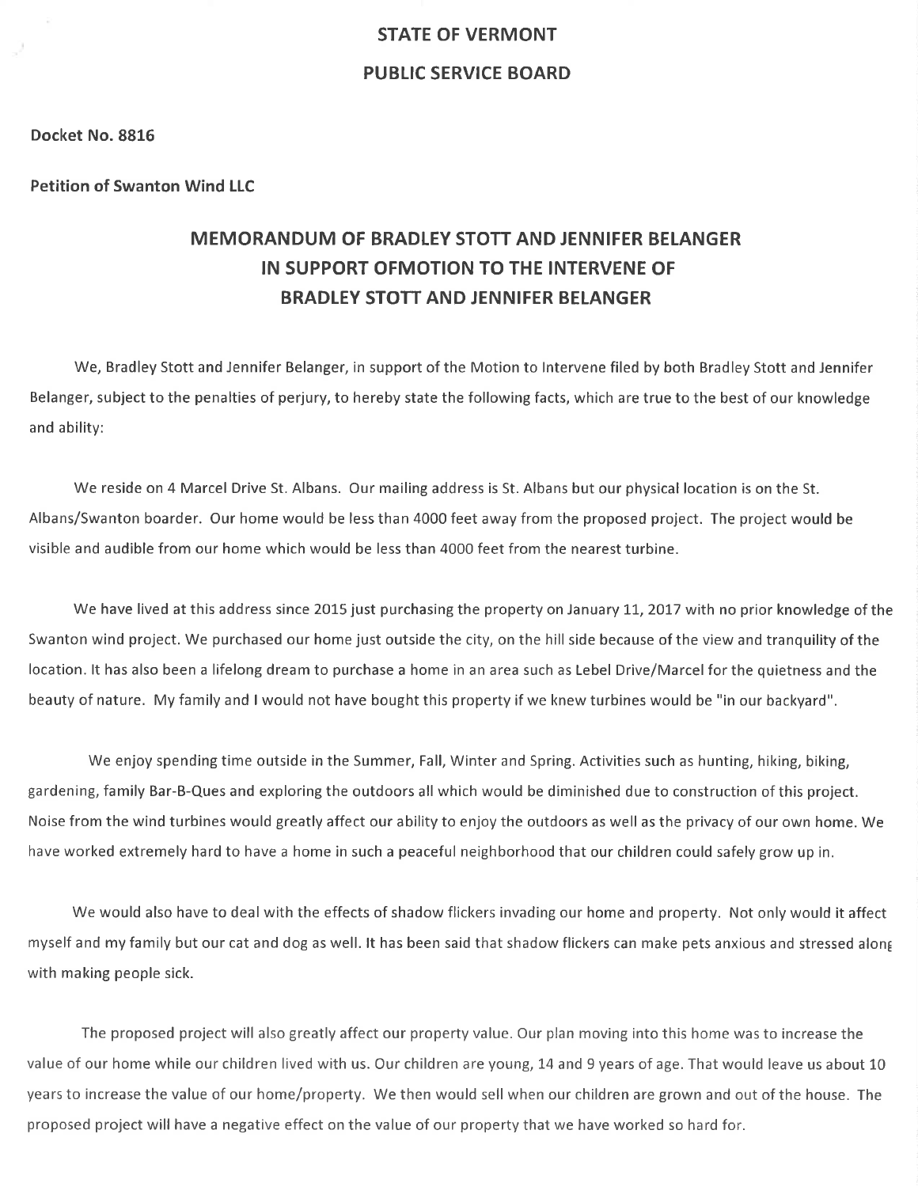**STATE OF VERMONT**

**PUBLIC SERVICE BOARD**

**Docket No. 8816**

**Petition of Swanton Wind LLC**

## MEMORANDUM OF BRADLEY STOTT AND JENNIFER BELANGER IN SUPPORT OFMOTION TO THE INTERVENE OF BRADLEY STOTT AND JENNIFER BELANGER

We, Bradley Stott and Jennifer Belanger, in support of the Motion to Intervene filed by both Bradley Stott and Jennifer Belanger, subject to the penalties of perjury, to hereby state the following facts, which are true to the best of our knowledge and ability:

We reside on 4 Marcel Drive St. Albans. Our mailing address is St. Albans but our physical location is on the St. Albans/Swanton boarder. Our home would be less than 4000 feet away from the proposed project. The project would be visible and audible from our home which would be less than 4000 feet from the nearest turbine.

We have lived at this address since 2015 just purchasing the property on January 11, 2017 with no prior knowledge of the Swanton wind project. We purchased our home just outside the city, on the hill side because of the view and tranquility of the location. It has also been a lifelong dream to purchase a home in an area such as Lebel Drive/Marcel for the quietness and the beauty of nature. My family and I would not have bought this property if we knew turbines would be "in our backyard".

We enjoy spending time outside in the Summer, Fall, Winter and Spring. Activities such as hunting, hiking, biking, gardening, family Bar-B-Ques and exploring the outdoors all which would be diminished due to construction of this project. Noise from the wind turbines would greatly affect our ability to enjoy the outdoors as well as the privacy of our own home. We have worked extremely hard to have a home in such a peaceful neighborhood that our children could safely grow up in.

We would also have to deal with the effects of shadow flickers invading our home and property. Not only would it affect myself and my family but our cat and dog as well. It has been said that shadow flickers can make pets anxious and stressed along with making people sick.

The proposed project will also greatly affect our property value. Our plan moving into this home was to increase the value of our home while our children lived with us. Our children are young, 14 and 9 years of age. That would leave us about 10 years to increase the value of our home/property. We then would sell when our children are grown and out of the house. The proposed project will have a negative effect on the value of our property that we have worked so hard for.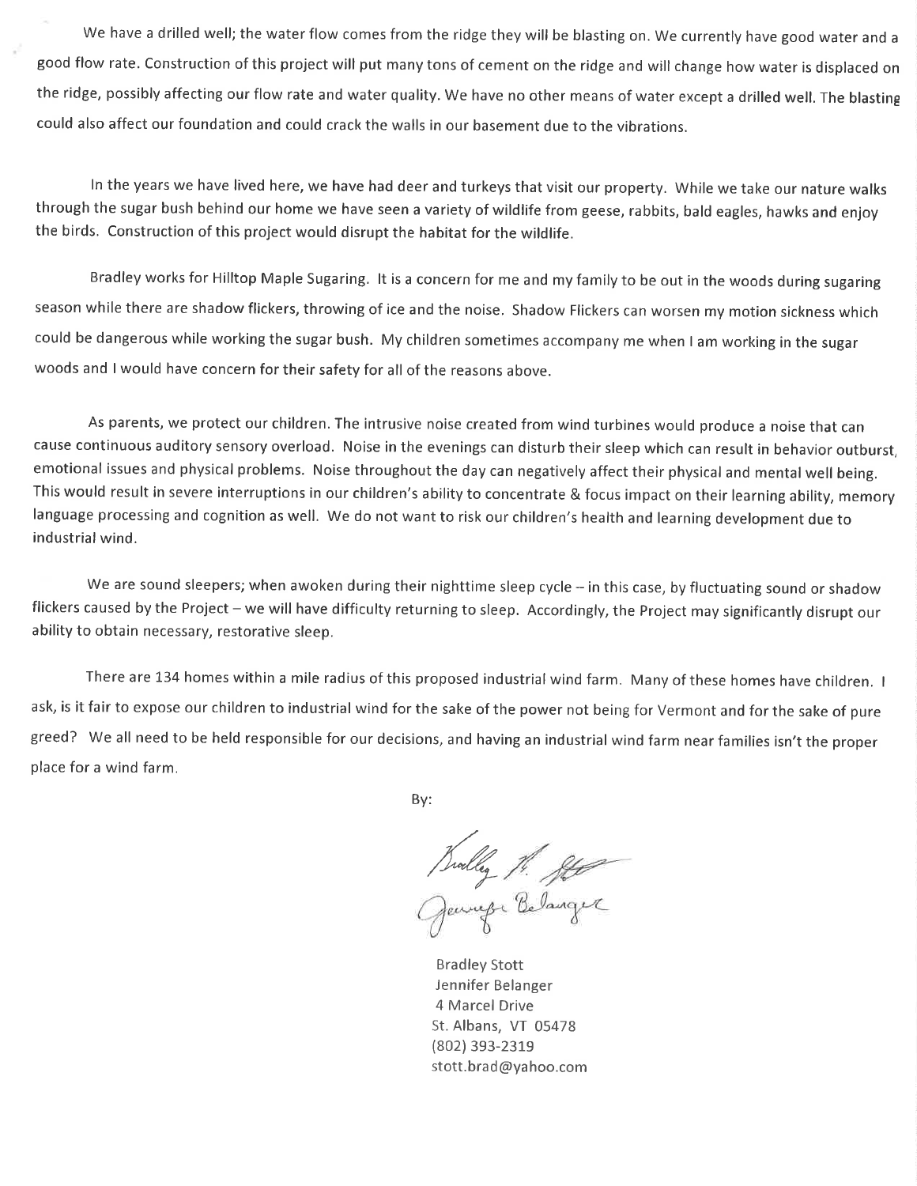We have a drilled well; the water flow comes from the ridge they will be blasting on. We currently have good water and a good flow rate. Construction of this project will put many tons of cement on the ridge and will change how water is displaced on the ridge, possibly affecting our flow rate and water quality. We have no other means of water except a drilled well. The blasting could also affect our foundation and could crack the walls in our basement due to the vibrations.

In the years we have lived here, we have had deer and turkeys that visit our property. While we take our nature walks through the sugar bush behind our home we have seen a variety of wildlife from geese, rabbits, bald eagles, hawks and enjoy the birds. Construction of this project would disrupt the habitat for the wildlife.

Bradley works for Hilltop Maple Sugaring. It is a concern for me and my family to be out in the woods during sugaring season while there are shadow flickers, throwing of ice and the noise. Shadow Flickers can worsen my motion sickness which could be dangerous while working the sugar bush. My children sometimes accompany me when I am working in the sugar woods and I would have concern for their safety for all of the reasons above.

As parents, we protect our children. The intrusive noise created from wind turbines would produce a noise that can cause continuous auditory sensory overload. Noise in the evenings can disturb their sleep which can result in behavior outburst, emotional issues and physical problems. Noise throughout the day can negatively affect their physical and mental well being. This would result in severe interruptions in our children's ability to concentrate & focus impact on their learning ability, memory language processing and cognition as well. We do not want to risk our children's health and learning development due to industrial wind.

We are sound sleepers; when awoken during their nighttime sleep cycle – in this case, by fluctuating sound or shadow flickers caused by the Project – we will have difficulty returning to sleep. Accordingly, the Project may significantly disrupt our ability to obtain necessary, restorative sleep.

There are 134 homes within a mile radius of this proposed industrial wind farm. Many of these homes have children. I ask, is it fair to expose our children to industrial wind for the sake of the power not being for Vermont and for the sake of pure greed? We all need to be held responsible for our decisions, and having an industrial wind farm near families isn't the proper place for a wind farm.

By:

Bradley Stott
Jennifer Belanger
4 Marcel Drive
St. Albans, VT 05478
(802) 393-2319
stott.brad@yahoo.com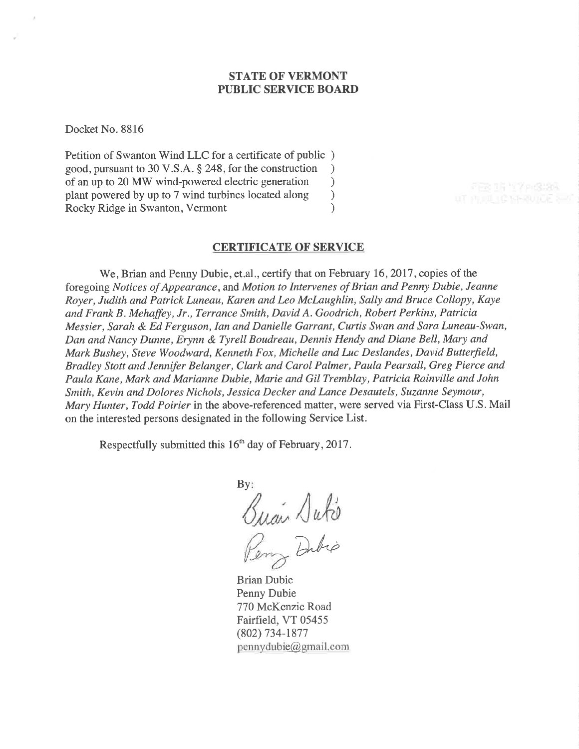**STATE OF VERMONT**
**PUBLIC SERVICE BOARD**

Docket No. 8816

Petition of Swanton Wind LLC for a certificate of public )
good, pursuant to 30 V.S.A. § 248, for the construction )
of an up to 20 MW wind-powered electric generation )
plant powered by up to 7 wind turbines located along )
Rocky Ridge in Swanton, Vermont )

**CERTIFICATE OF SERVICE**

We, Brian and Penny Dubie, et.al., certify that on February 16, 2017, copies of the foregoing *Notices of Appearance*, and *Motion to Intervenes of Brian and Penny Dubie, Jeanne Royer, Judith and Patrick Luneau, Karen and Leo McLaughlin, Sally and Bruce Collopy, Kaye and Frank B. Mehaffey, Jr., Terrance Smith, David A. Goodrich, Robert Perkins, Patricia Messier, Sarah & Ed Ferguson, Ian and Danielle Garrant, Curtis Swan and Sara Luneau-Swan, Dan and Nancy Dunne, Erynn & Tyrell Boudreau, Dennis Hendy and Diane Bell, Mary and Mark Bushey, Steve Woodward, Kenneth Fox, Michelle and Luc Deslandes, David Butterfield, Bradley Stott and Jennifer Belanger, Clark and Carol Palmer, Paula Pearsall, Greg Pierce and Paula Kane, Mark and Marianne Dubie, Marie and Gil Tremblay, Patricia Rainville and John Smith, Kevin and Dolores Nichols, Jessica Decker and Lance Desautels, Suzanne Seymour, Mary Hunter, Todd Poirier* in the above-referenced matter, were served via First-Class U.S. Mail on the interested persons designated in the following Service List.

Respectfully submitted this 16th day of February, 2017.

By:

Brian Dubie
Penny Dubie
770 McKenzie Road
Fairfield, VT 05455
(802) 734-1877
pennydubie@gmail.com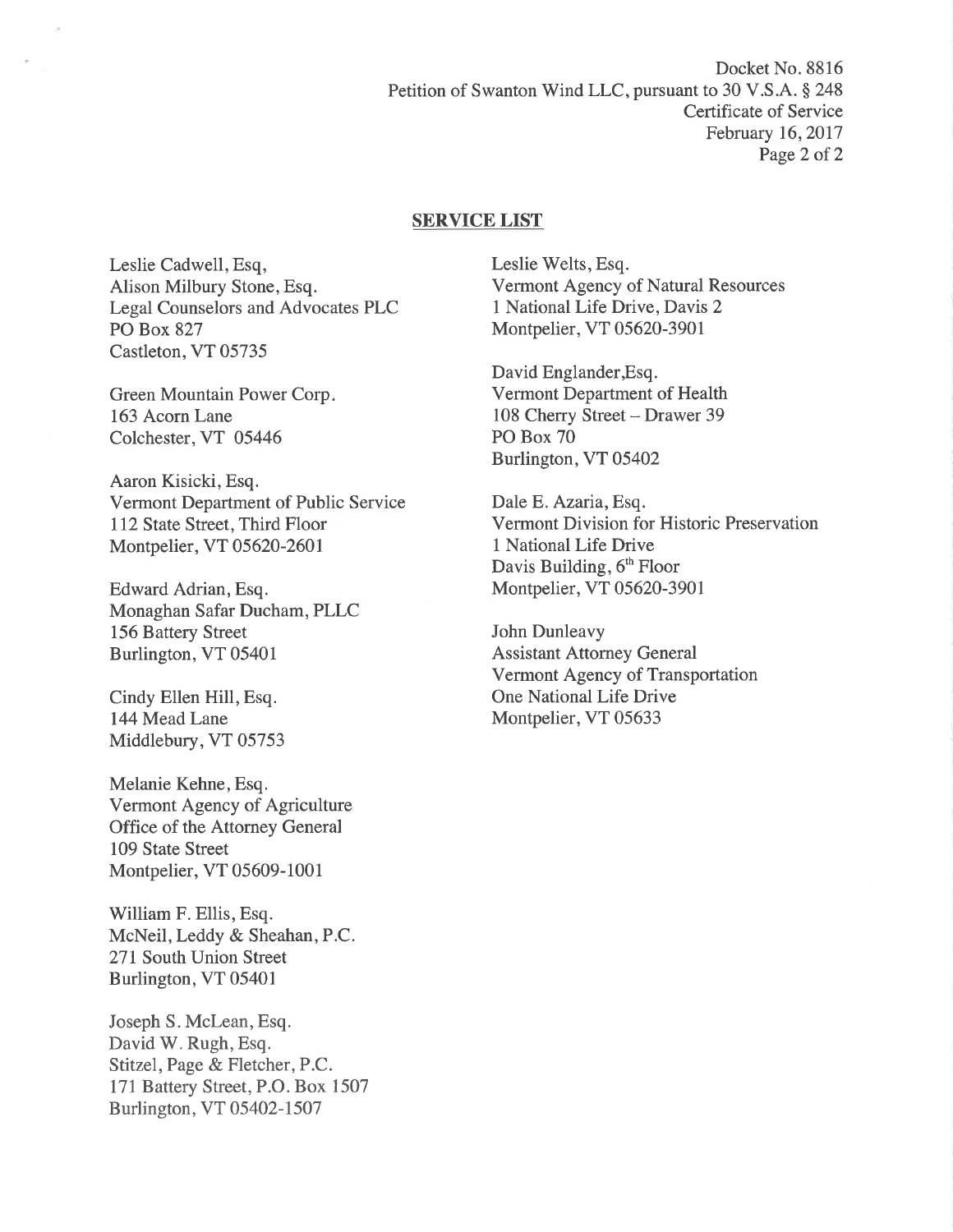## SERVICE LIST

Leslie Cadwell, Esq,
Alison Milbury Stone, Esq.
Legal Counselors and Advocates PLC
PO Box 827
Castleton, VT 05735

Green Mountain Power Corp.
163 Acorn Lane
Colchester, VT 05446

Aaron Kisicki, Esq.
Vermont Department of Public Service
112 State Street, Third Floor
Montpelier, VT 05620-2601

Edward Adrian, Esq.
Monaghan Safar Ducham, PLLC
156 Battery Street
Burlington, VT 05401

Cindy Ellen Hill, Esq.
144 Mead Lane
Middlebury, VT 05753

Melanie Kehne, Esq.
Vermont Agency of Agriculture
Office of the Attorney General
109 State Street
Montpelier, VT 05609-1001

William F. Ellis, Esq.
McNeil, Leddy & Sheahan, P.C.
271 South Union Street
Burlington, VT 05401

Joseph S. McLean, Esq.
David W. Rugh, Esq.
Stitzel, Page & Fletcher, P.C.
171 Battery Street, P.O. Box 1507
Burlington, VT 05402-1507

Leslie Welts, Esq.
Vermont Agency of Natural Resources
1 National Life Drive, Davis 2
Montpelier, VT 05620-3901

David Englander,Esq.
Vermont Department of Health
108 Cherry Street – Drawer 39
PO Box 70
Burlington, VT 05402

Dale E. Azaria, Esq.
Vermont Division for Historic Preservation
1 National Life Drive
Davis Building, 6th Floor
Montpelier, VT 05620-3901

John Dunleavy
Assistant Attorney General
Vermont Agency of Transportation
One National Life Drive
Montpelier, VT 05633